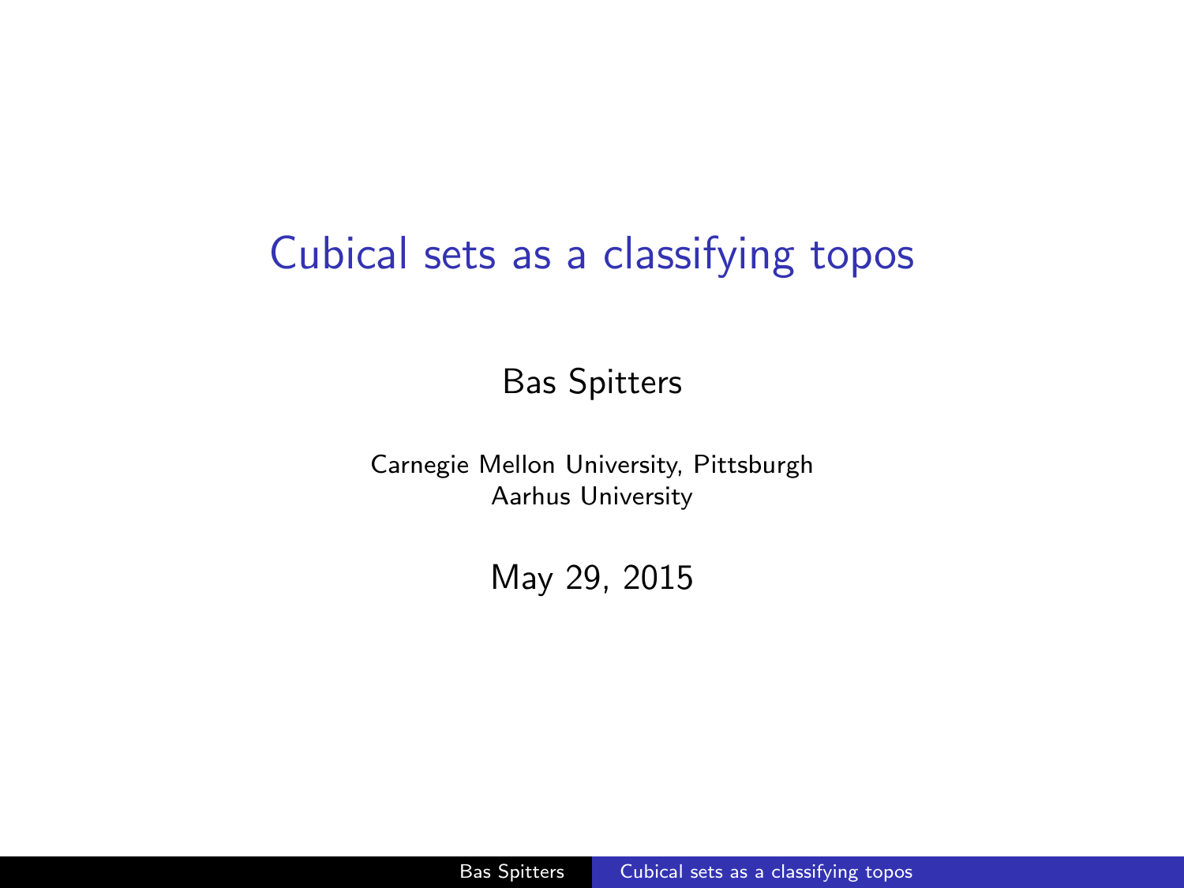# Cubical sets as a classifying topos

Bas Spitters

Carnegie Mellon University, Pittsburgh
Aarhus University

May 29, 2015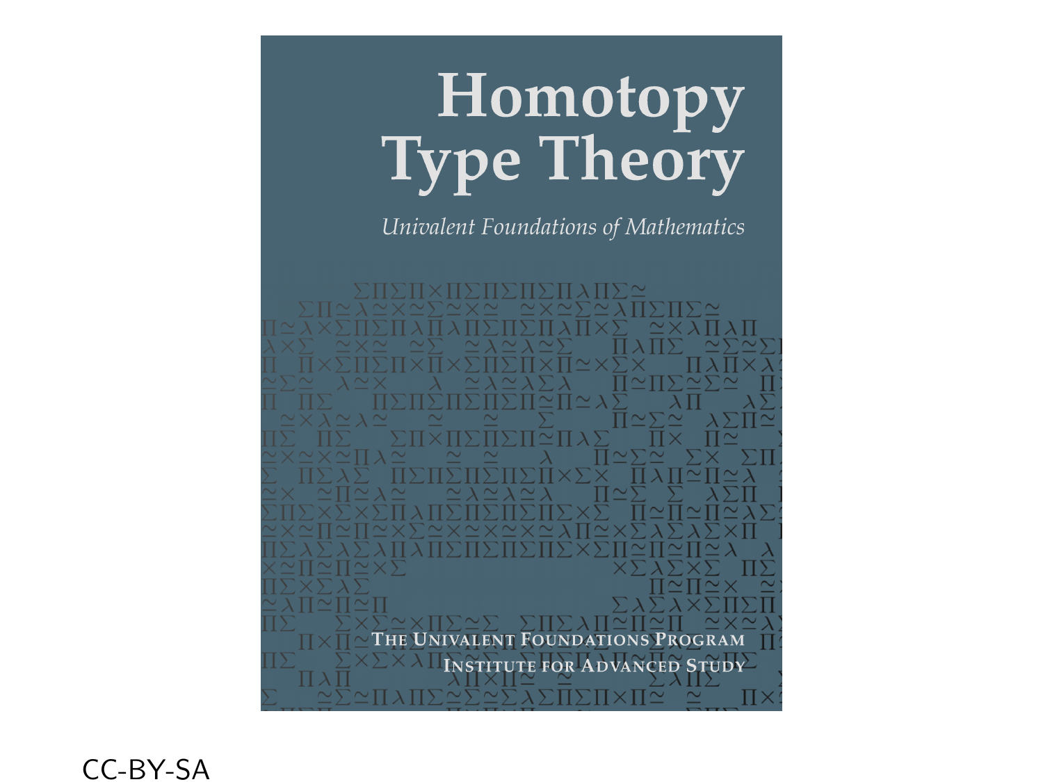# Homotopy Type Theory

*Univalent Foundations of Mathematics*

THE UNIVALENT FOUNDATIONS PROGRAM
INSTITUTE FOR ADVANCED STUDY

CC-BY-SA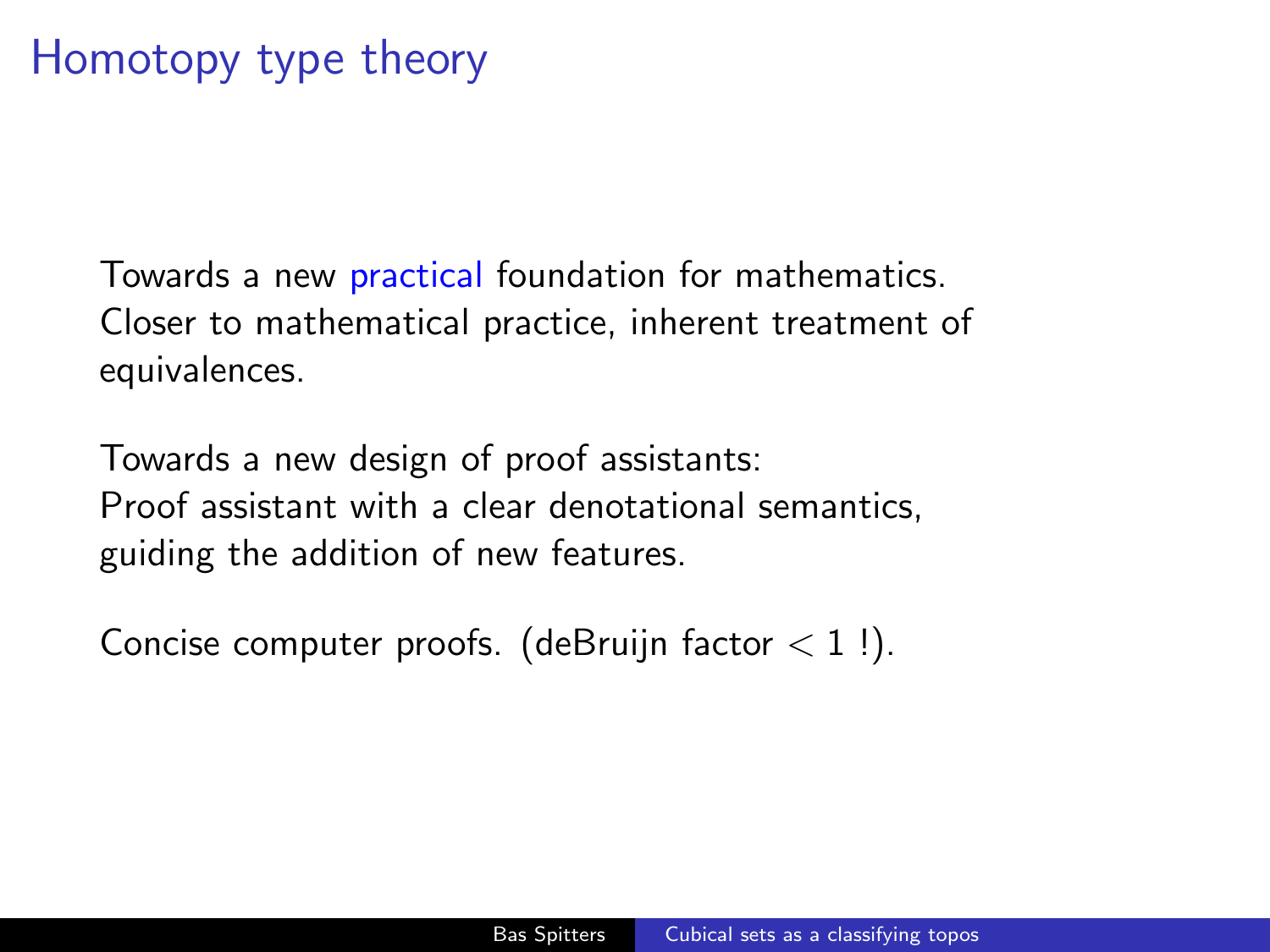# Homotopy type theory

Towards a new practical foundation for mathematics.
Closer to mathematical practice, inherent treatment of equivalences.

Towards a new design of proof assistants:
Proof assistant with a clear denotational semantics, guiding the addition of new features.

Concise computer proofs. (deBruijn factor $< 1$ !).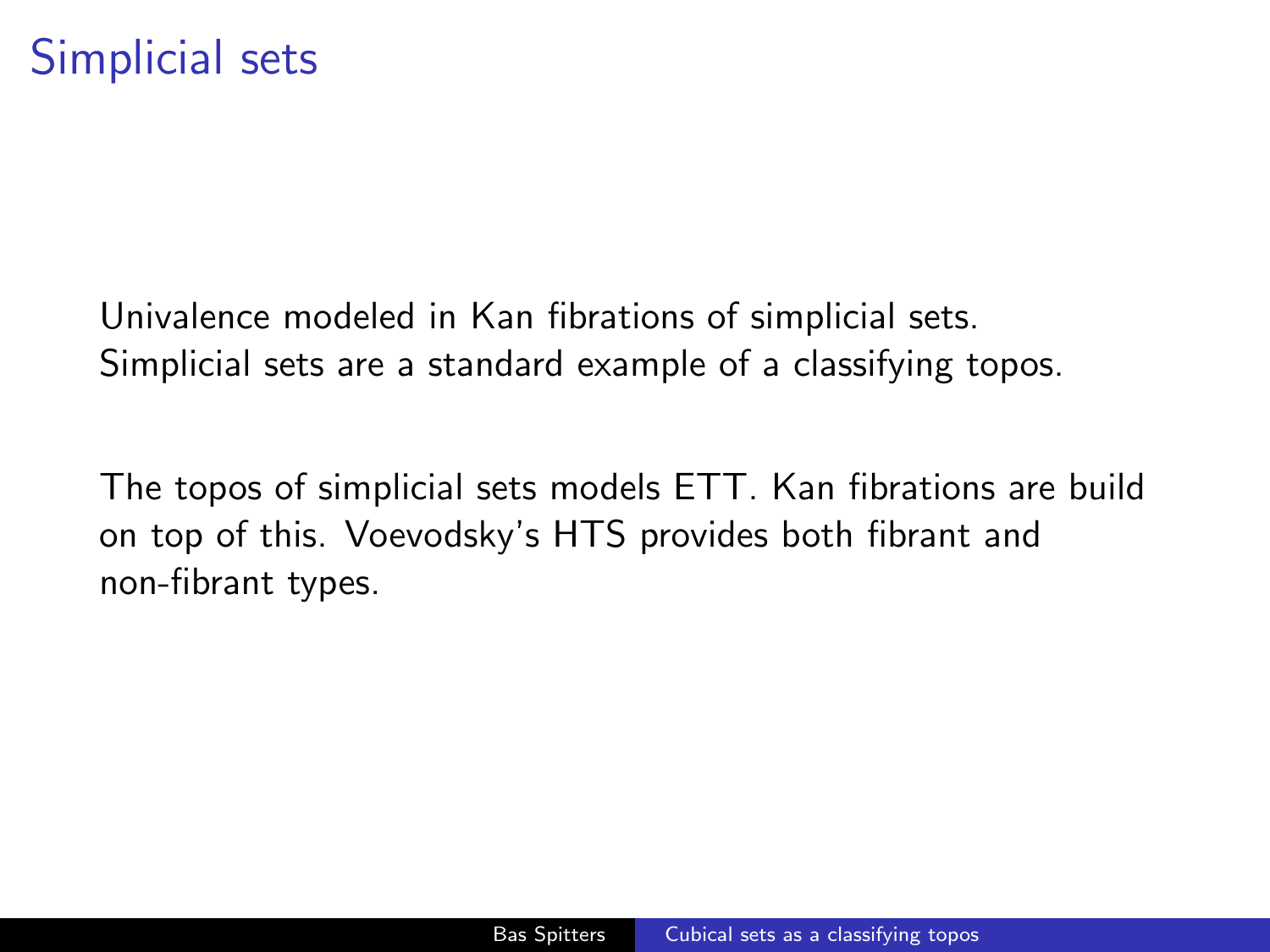# Simplicial sets

Univalence modeled in Kan fibrations of simplicial sets.
Simplicial sets are a standard example of a classifying topos.

The topos of simplicial sets models ETT. Kan fibrations are build on top of this. Voevodsky's HTS provides both fibrant and non-fibrant types.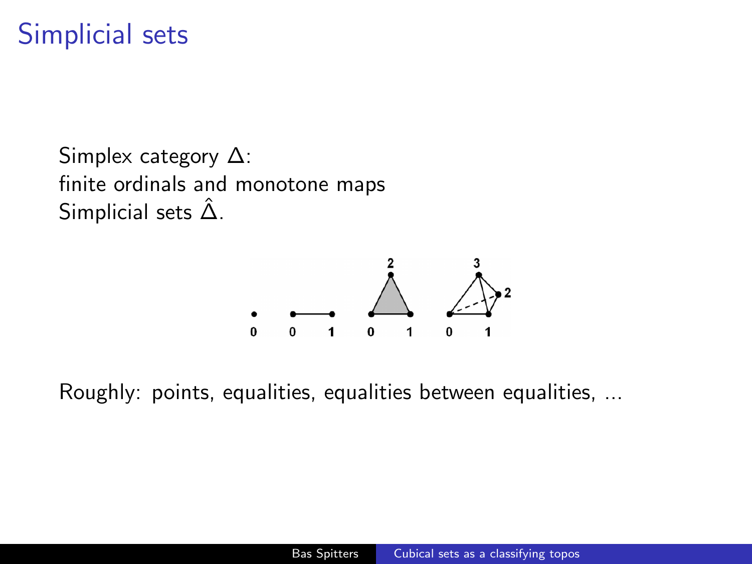# Simplicial sets

Simplex category $\Delta$:
finite ordinals and monotone maps
Simplicial sets $\hat{\Delta}$.

Roughly: points, equalities, equalities between equalities, ...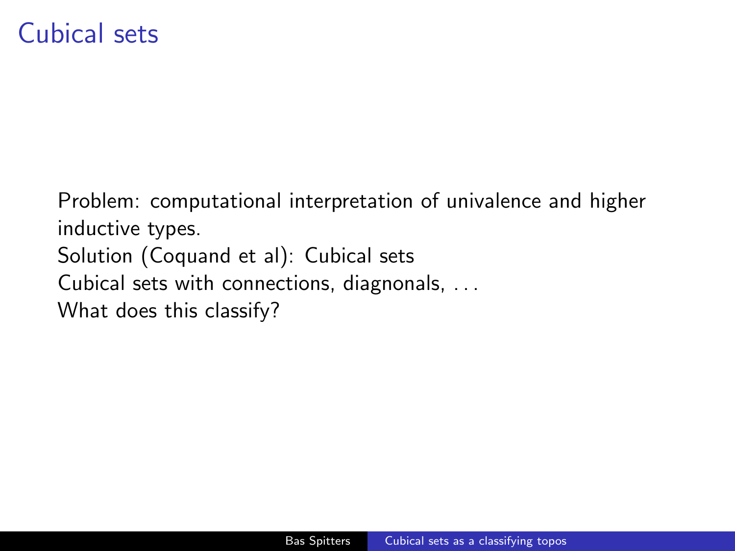# Cubical sets

Problem: computational interpretation of univalence and higher inductive types.
Solution (Coquand et al): Cubical sets
Cubical sets with connections, diagnonals, ...
What does this classify?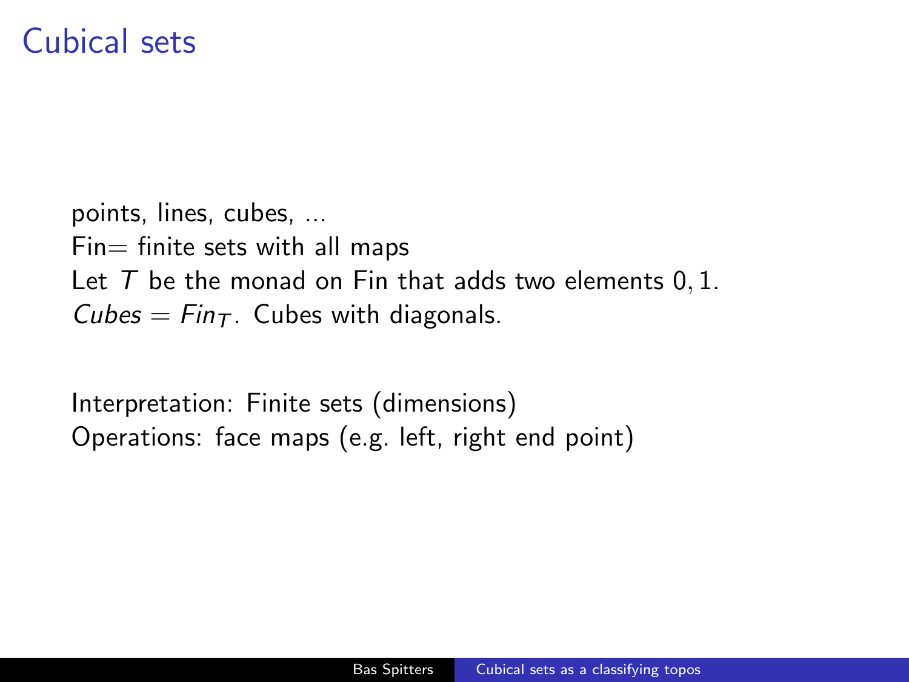# Cubical sets

points, lines, cubes, ...
Fin= finite sets with all maps
Let $T$ be the monad on Fin that adds two elements $0, 1$.
$Cubes = Fin_T$. Cubes with diagonals.

Interpretation: Finite sets (dimensions)
Operations: face maps (e.g. left, right end point)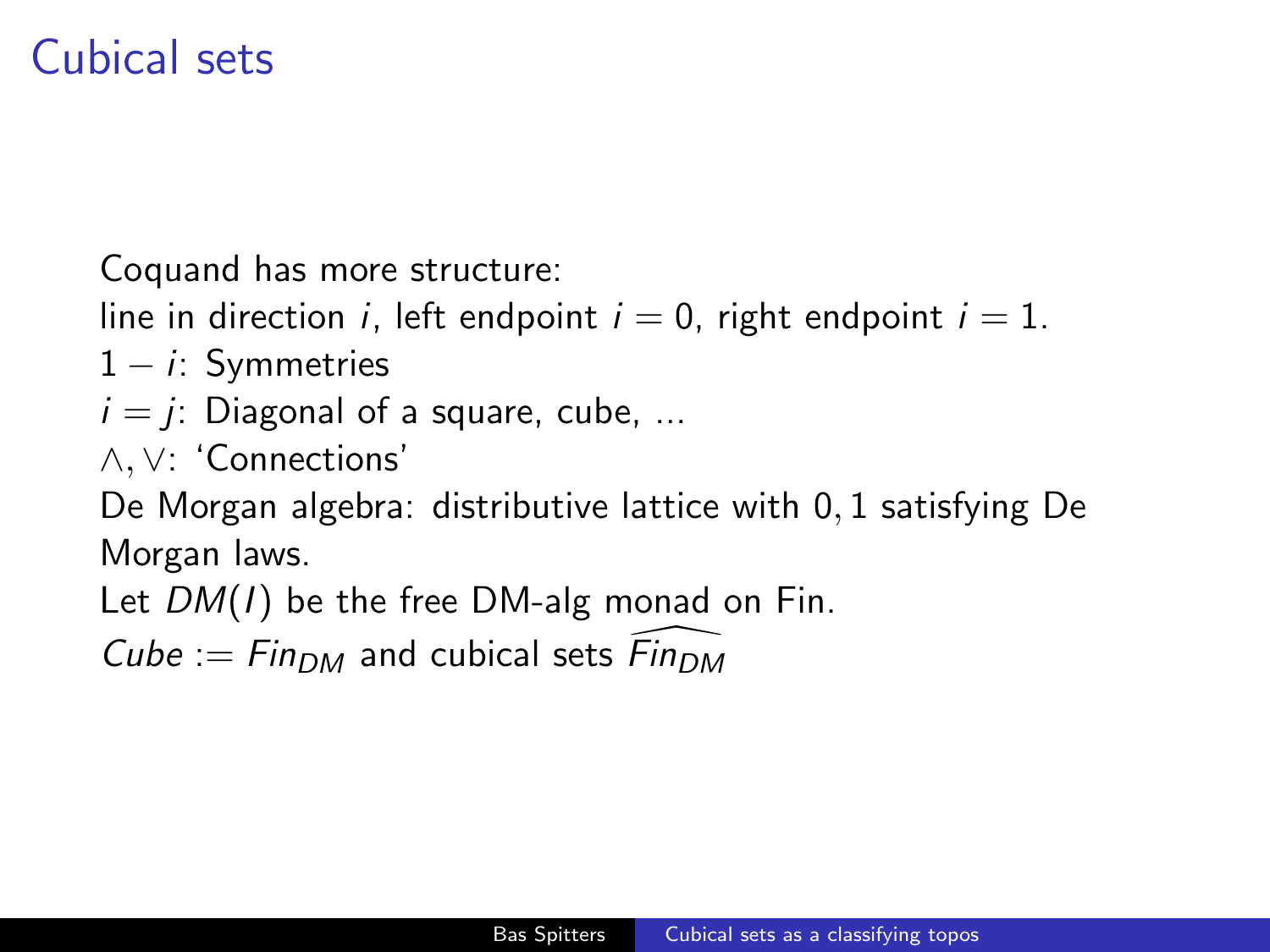# Cubical sets

Coquand has more structure:

line in direction $i$, left endpoint $i = 0$, right endpoint $i = 1$.

$1 - i$: Symmetries

$i = j$: Diagonal of a square, cube, ...

$\wedge, \vee$: 'Connections'

De Morgan algebra: distributive lattice with $0, 1$ satisfying De Morgan laws.

Let $DM(I)$ be the free DM-alg monad on Fin.

$Cube := Fin_{DM}$ and cubical sets $\widehat{Fin_{DM}}$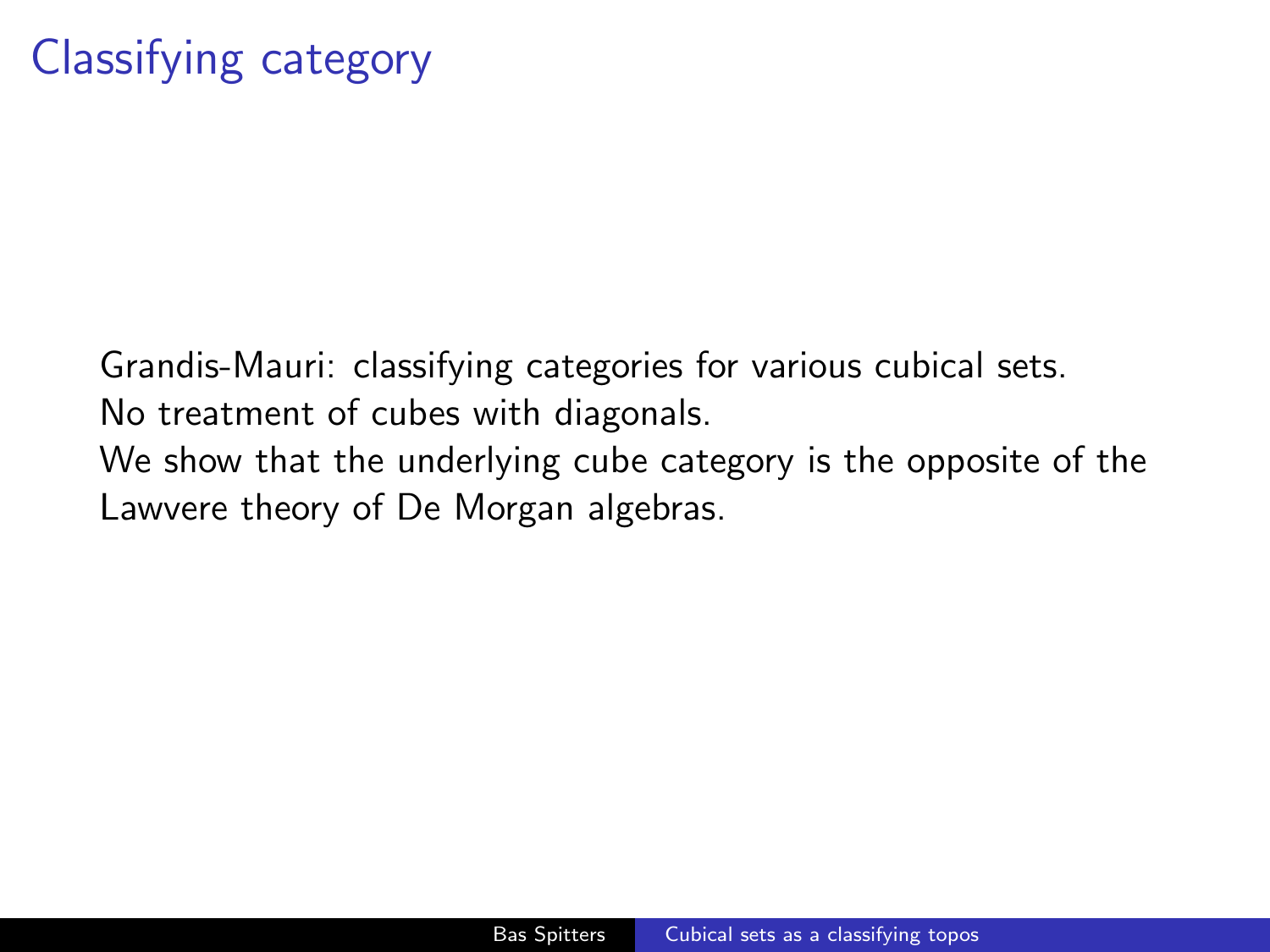# Classifying category

Grandis-Mauri: classifying categories for various cubical sets.
No treatment of cubes with diagonals.
We show that the underlying cube category is the opposite of the Lawvere theory of De Morgan algebras.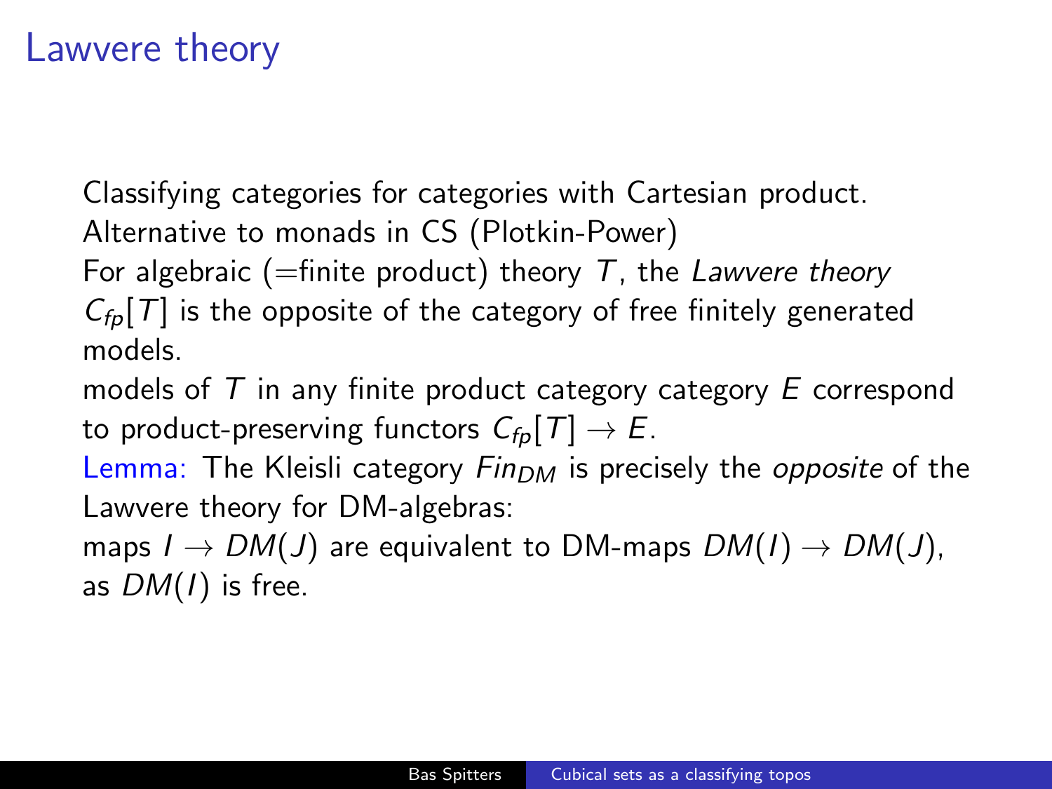# Lawvere theory

Classifying categories for categories with Cartesian product.
Alternative to monads in CS (Plotkin-Power)
For algebraic (=finite product) theory $T$, the *Lawvere theory* $C_{fp}[T]$ is the opposite of the category of free finitely generated models.
models of $T$ in any finite product category category $E$ correspond to product-preserving functors $C_{fp}[T] \to E$.
Lemma: The Kleisli category $Fin_{DM}$ is precisely the *opposite* of the Lawvere theory for DM-algebras:
maps $I \to DM(J)$ are equivalent to DM-maps $DM(I) \to DM(J)$, as $DM(I)$ is free.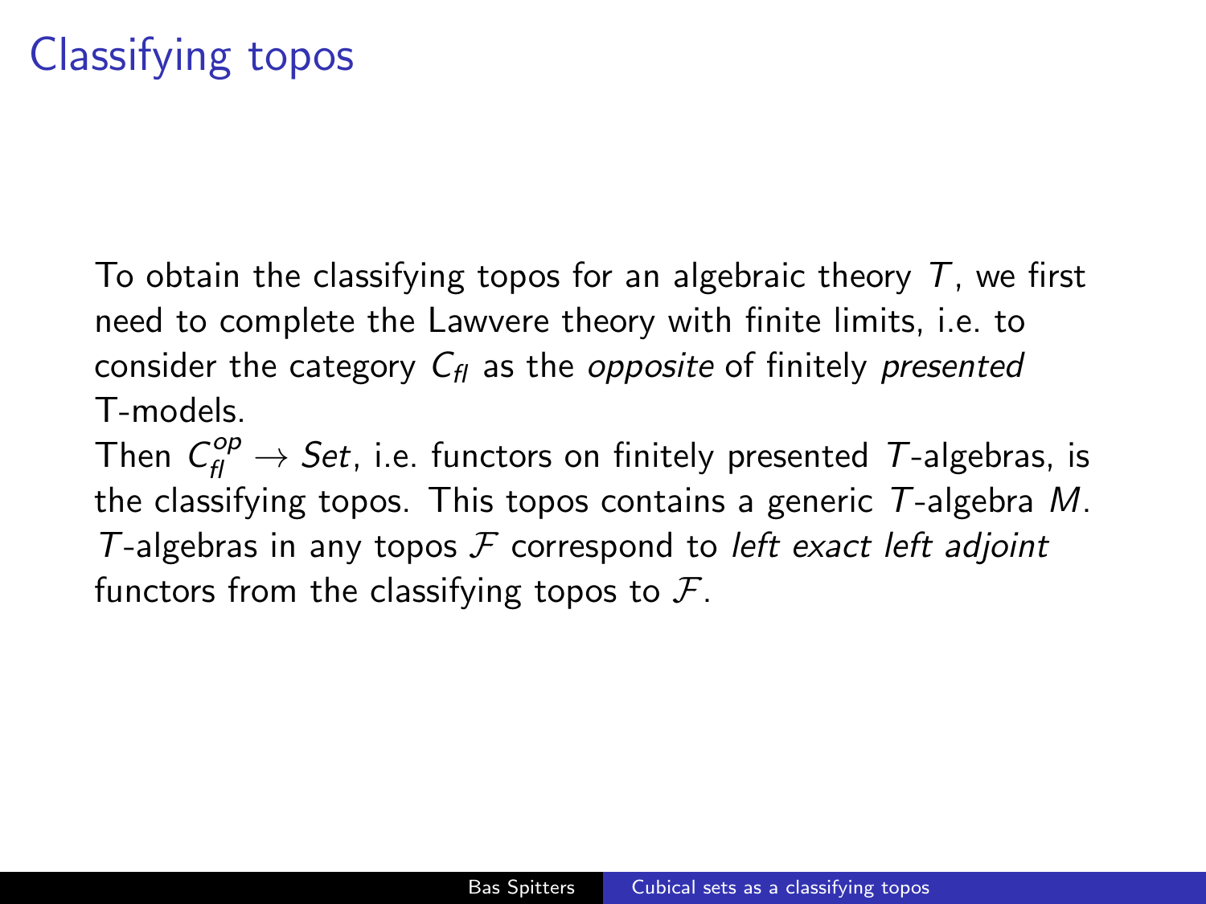# Classifying topos

To obtain the classifying topos for an algebraic theory $T$, we first need to complete the Lawvere theory with finite limits, i.e. to consider the category $C_{fl}$ as the *opposite* of finitely *presented* T-models.

Then $C_{fl}^{op} \to Set$, i.e. functors on finitely presented $T$-algebras, is the classifying topos. This topos contains a generic $T$-algebra $M$. $T$-algebras in any topos $\mathcal{F}$ correspond to *left exact left adjoint* functors from the classifying topos to $\mathcal{F}$.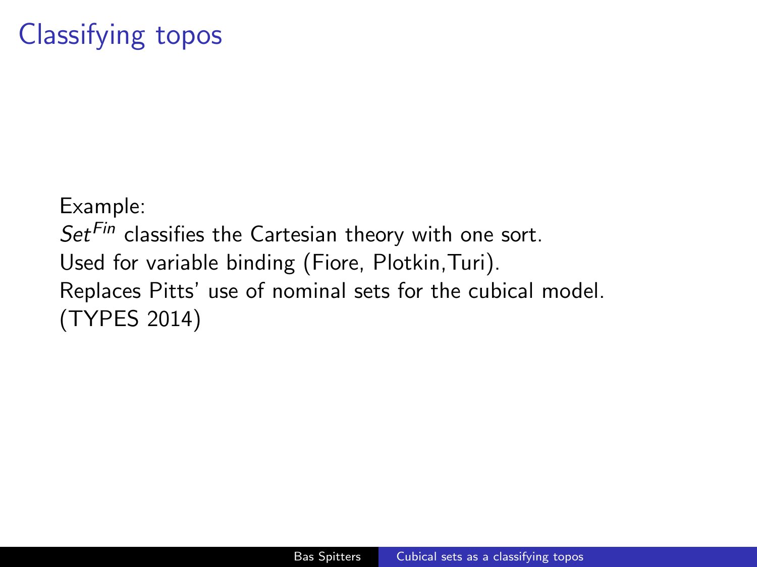# Classifying topos

Example:
$Set^{Fin}$ classifies the Cartesian theory with one sort.
Used for variable binding (Fiore, Plotkin,Turi).
Replaces Pitts' use of nominal sets for the cubical model.
(TYPES 2014)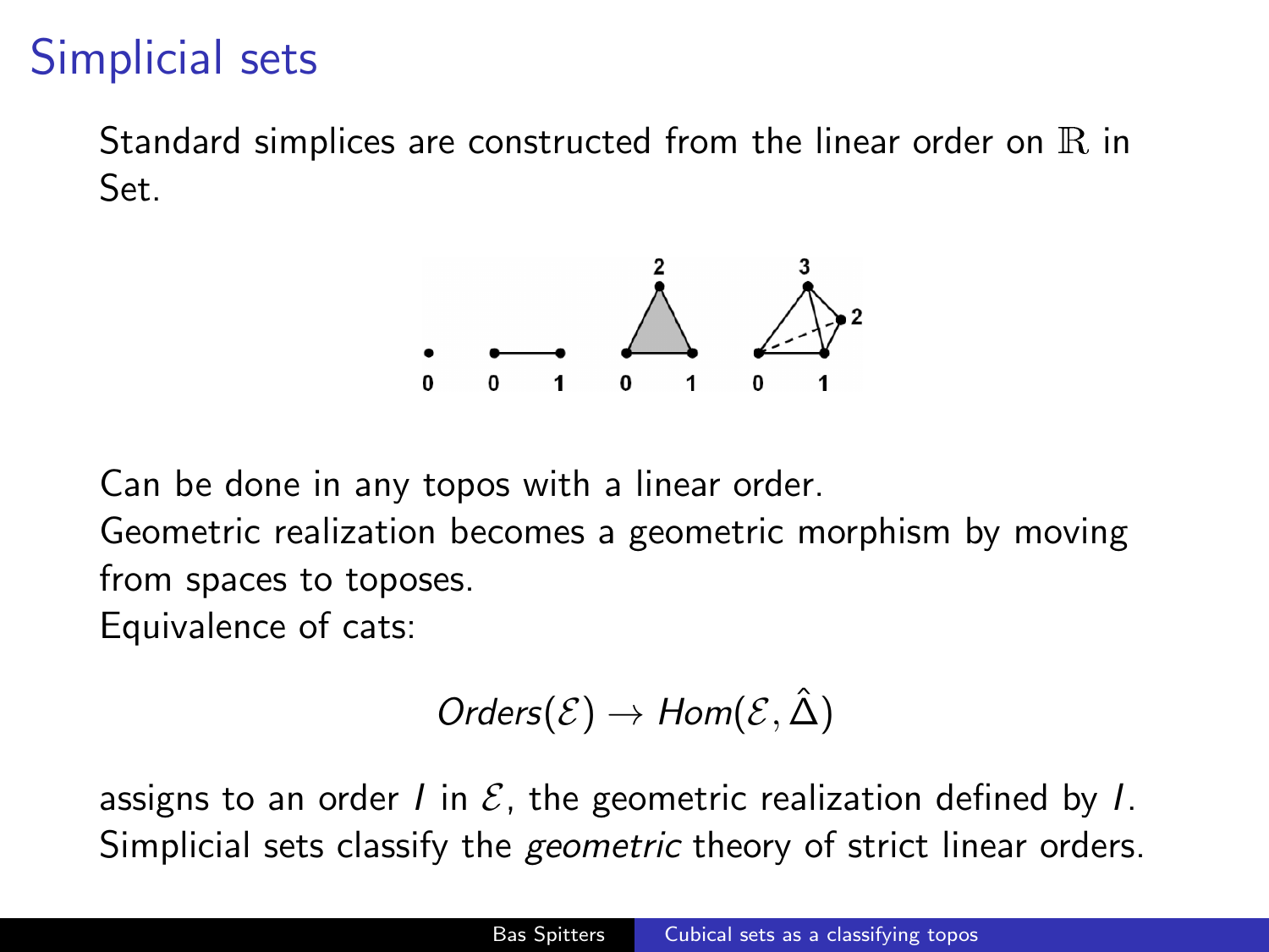# Simplicial sets

Standard simplices are constructed from the linear order on $\mathbb{R}$ in Set.

Can be done in any topos with a linear order.
Geometric realization becomes a geometric morphism by moving from spaces to toposes.
Equivalence of cats:

$$Orders(\mathcal{E}) \to Hom(\mathcal{E}, \hat{\Delta})$$

assigns to an order $I$ in $\mathcal{E}$, the geometric realization defined by $I$.
Simplicial sets classify the *geometric* theory of strict linear orders.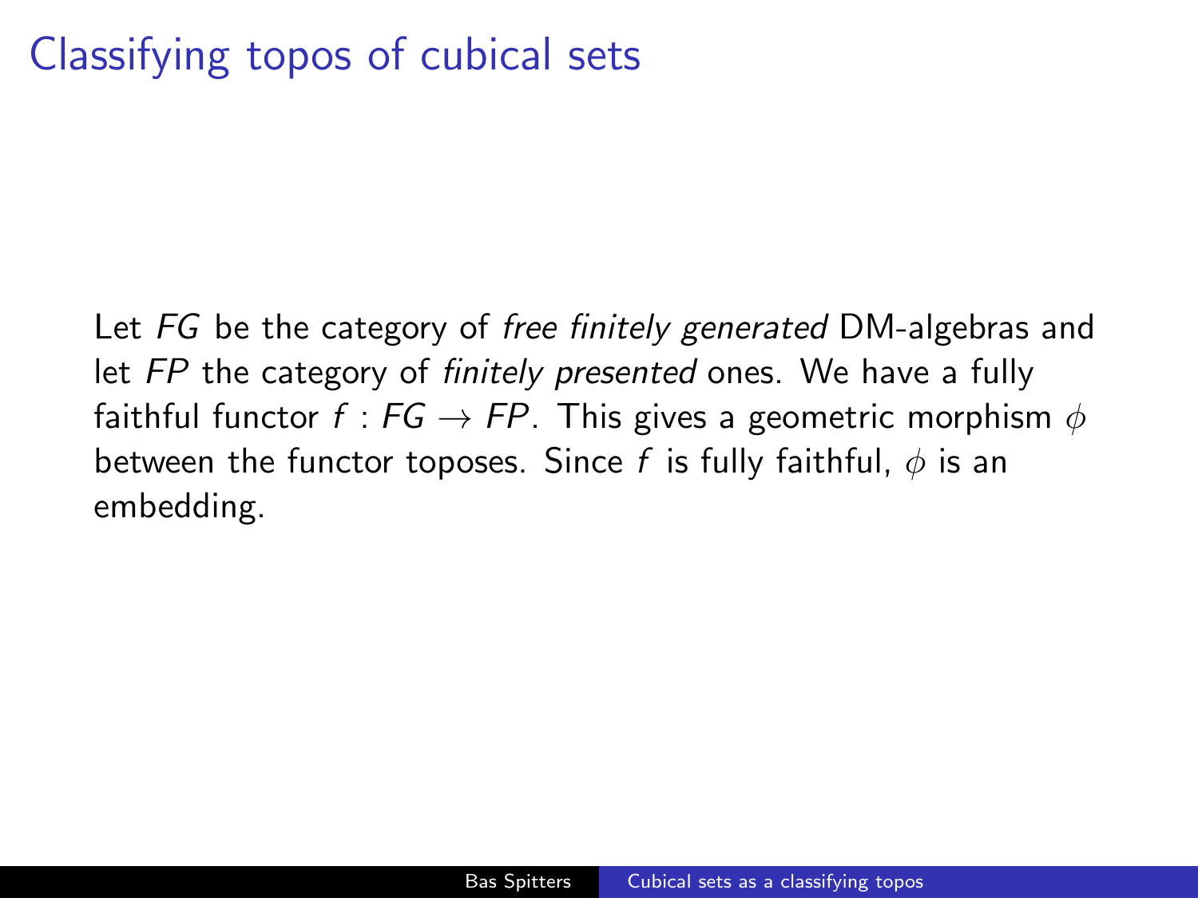# Classifying topos of cubical sets

Let $FG$ be the category of *free finitely generated* DM-algebras and let $FP$ the category of *finitely presented* ones. We have a fully faithful functor $f : FG \to FP$. This gives a geometric morphism $\phi$ between the functor toposes. Since $f$ is fully faithful, $\phi$ is an embedding.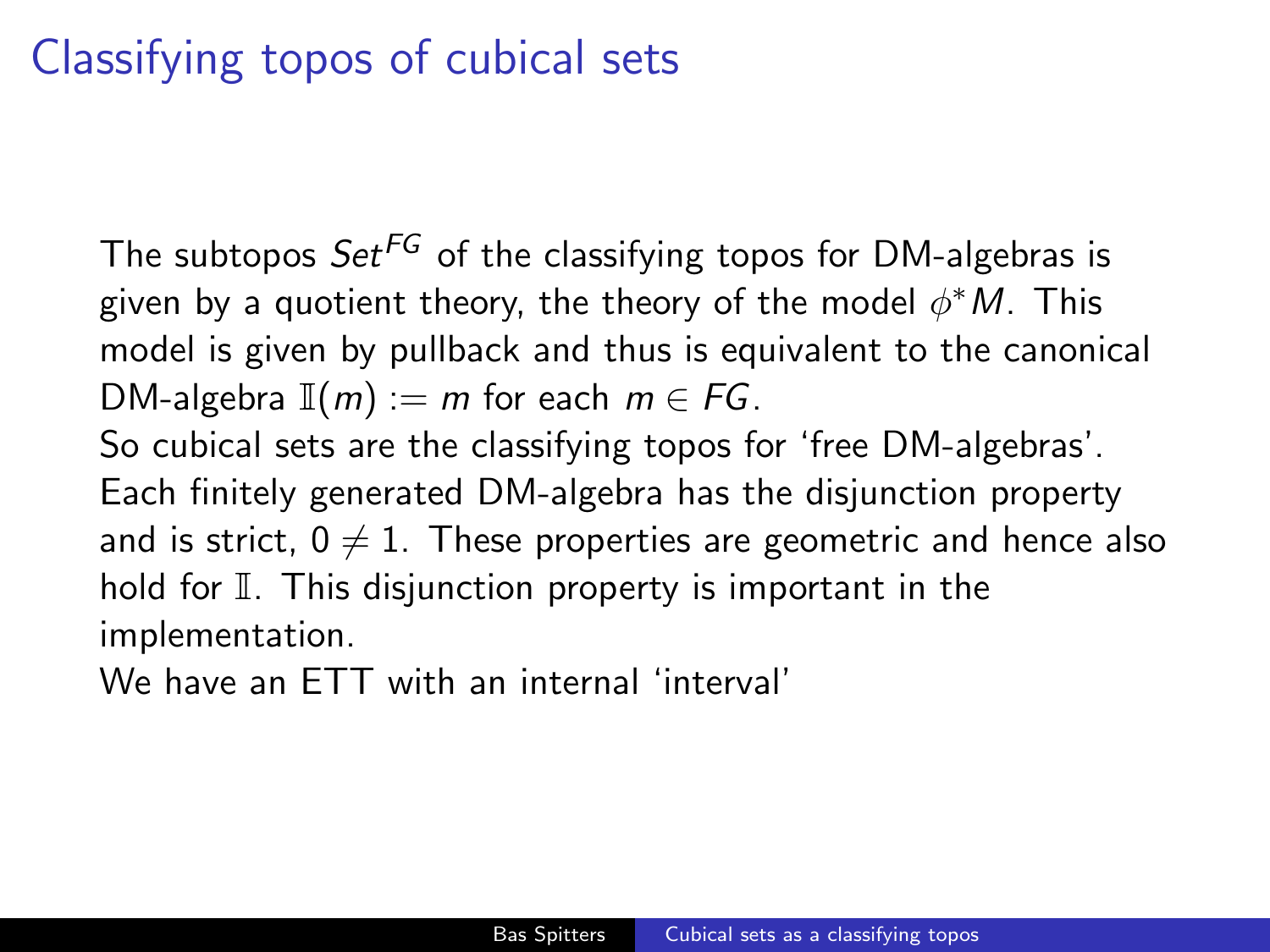# Classifying topos of cubical sets

The subtopos $Set^{FG}$ of the classifying topos for DM-algebras is given by a quotient theory, the theory of the model $\phi^* M$. This model is given by pullback and thus is equivalent to the canonical DM-algebra $\mathbb{I}(m) := m$ for each $m \in FG$.

So cubical sets are the classifying topos for 'free DM-algebras'.

Each finitely generated DM-algebra has the disjunction property and is strict, $0 \neq 1$. These properties are geometric and hence also hold for $\mathbb{I}$. This disjunction property is important in the implementation.

We have an ETT with an internal 'interval'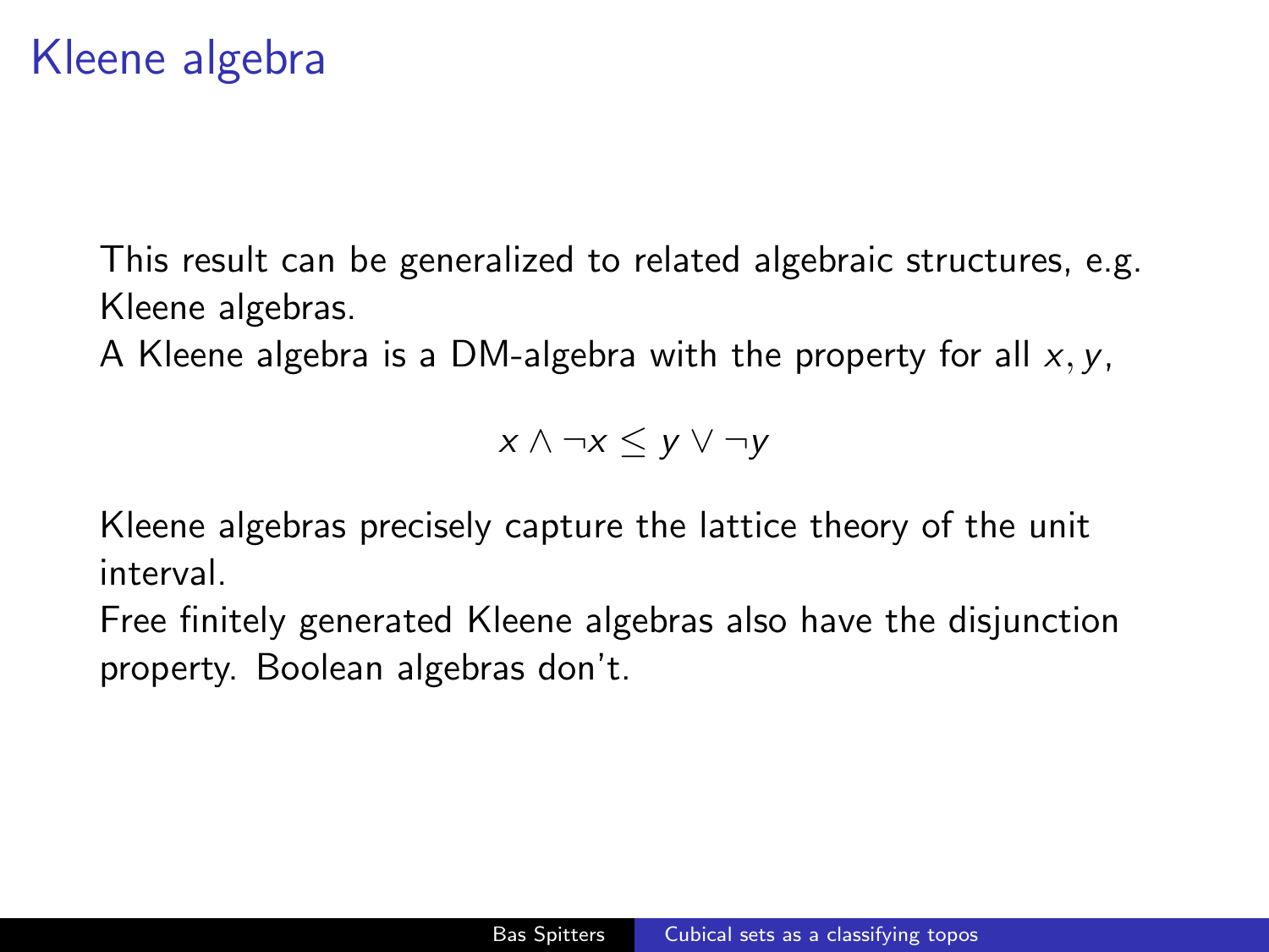# Kleene algebra

This result can be generalized to related algebraic structures, e.g. Kleene algebras.
A Kleene algebra is a DM-algebra with the property for all $x, y$,

$$x \wedge \neg x \leq y \vee \neg y$$

Kleene algebras precisely capture the lattice theory of the unit interval.
Free finitely generated Kleene algebras also have the disjunction property. Boolean algebras don't.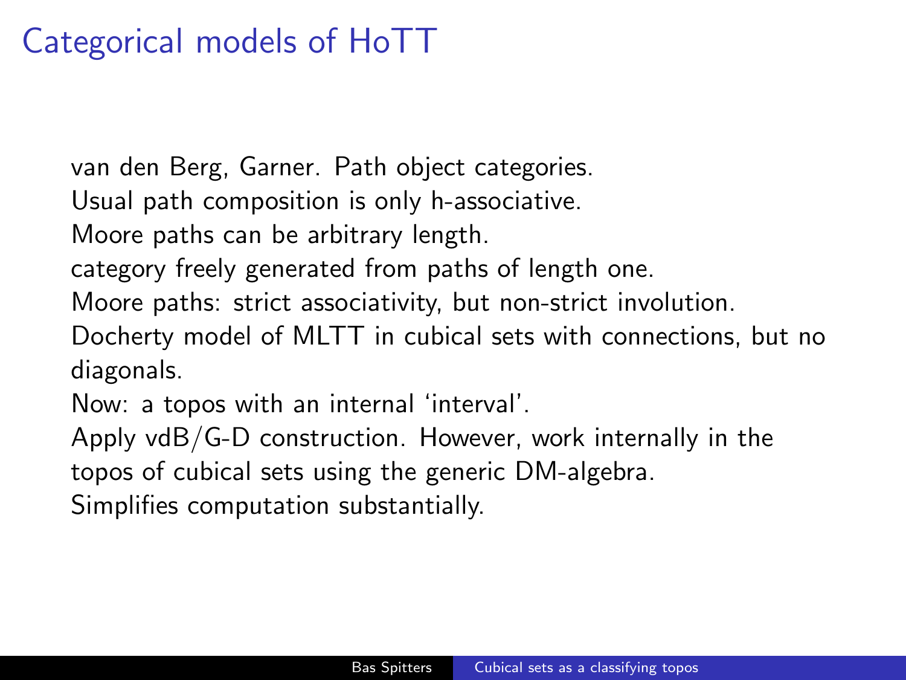# Categorical models of HoTT

van den Berg, Garner. Path object categories.
Usual path composition is only h-associative.
Moore paths can be arbitrary length.
category freely generated from paths of length one.
Moore paths: strict associativity, but non-strict involution.
Docherty model of MLTT in cubical sets with connections, but no diagonals.
Now: a topos with an internal 'interval'.
Apply vdB/G-D construction. However, work internally in the topos of cubical sets using the generic DM-algebra.
Simplifies computation substantially.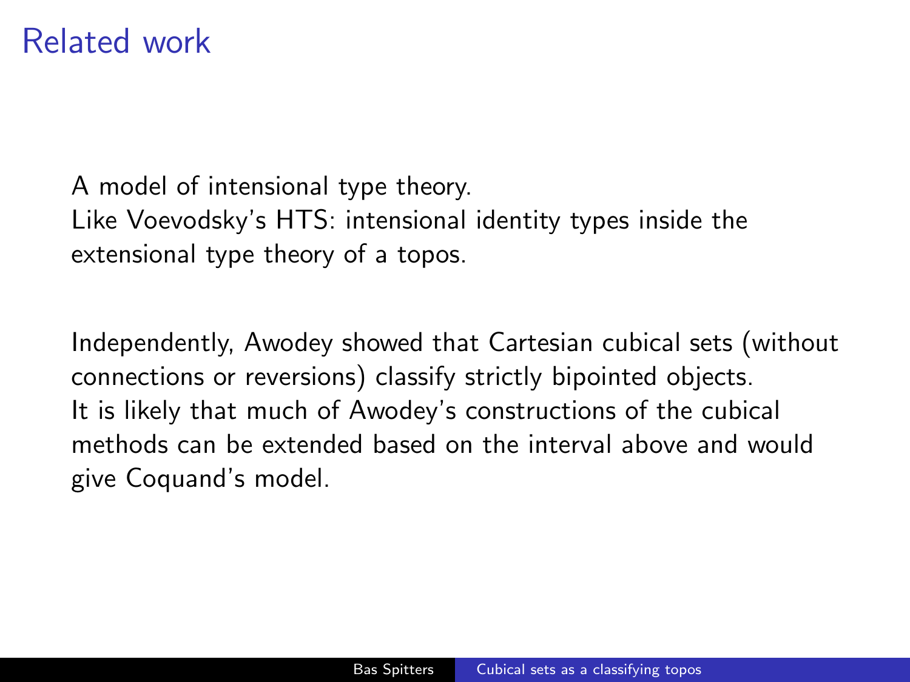# Related work

A model of intensional type theory.
Like Voevodsky's HTS: intensional identity types inside the extensional type theory of a topos.

Independently, Awodey showed that Cartesian cubical sets (without connections or reversions) classify strictly bipointed objects.
It is likely that much of Awodey's constructions of the cubical methods can be extended based on the interval above and would give Coquand's model.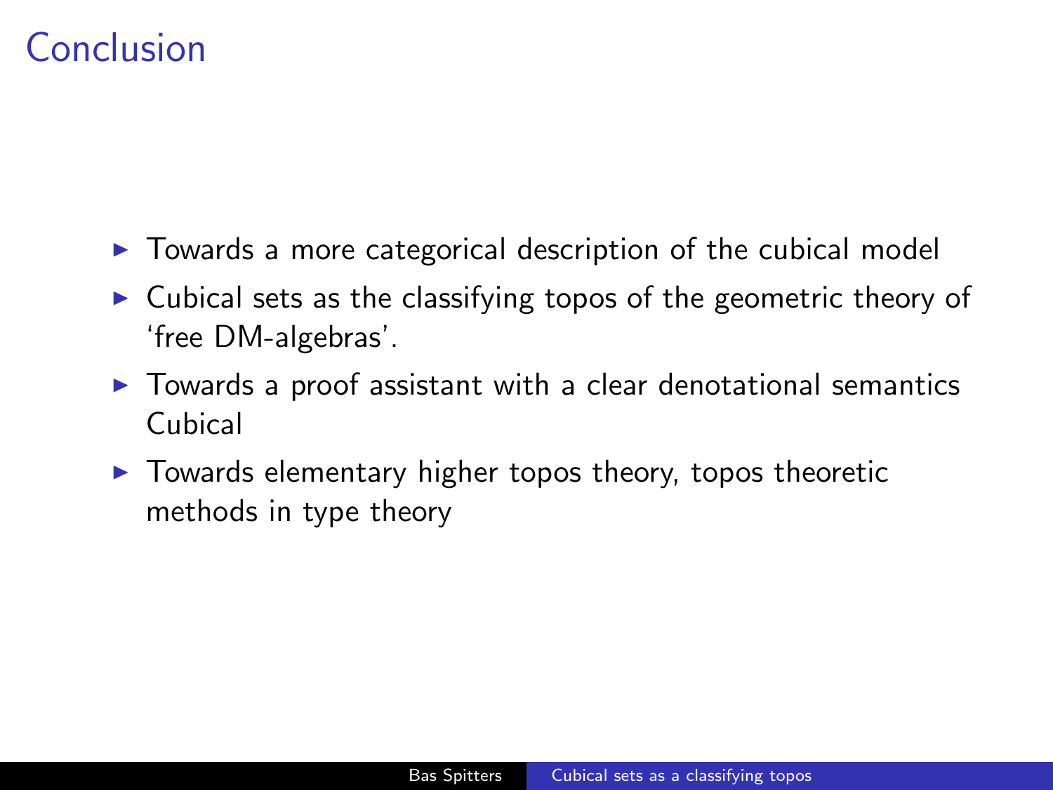# Conclusion

- Towards a more categorical description of the cubical model
- Cubical sets as the classifying topos of the geometric theory of 'free DM-algebras'.
- Towards a proof assistant with a clear denotational semantics Cubical
- Towards elementary higher topos theory, topos theoretic methods in type theory